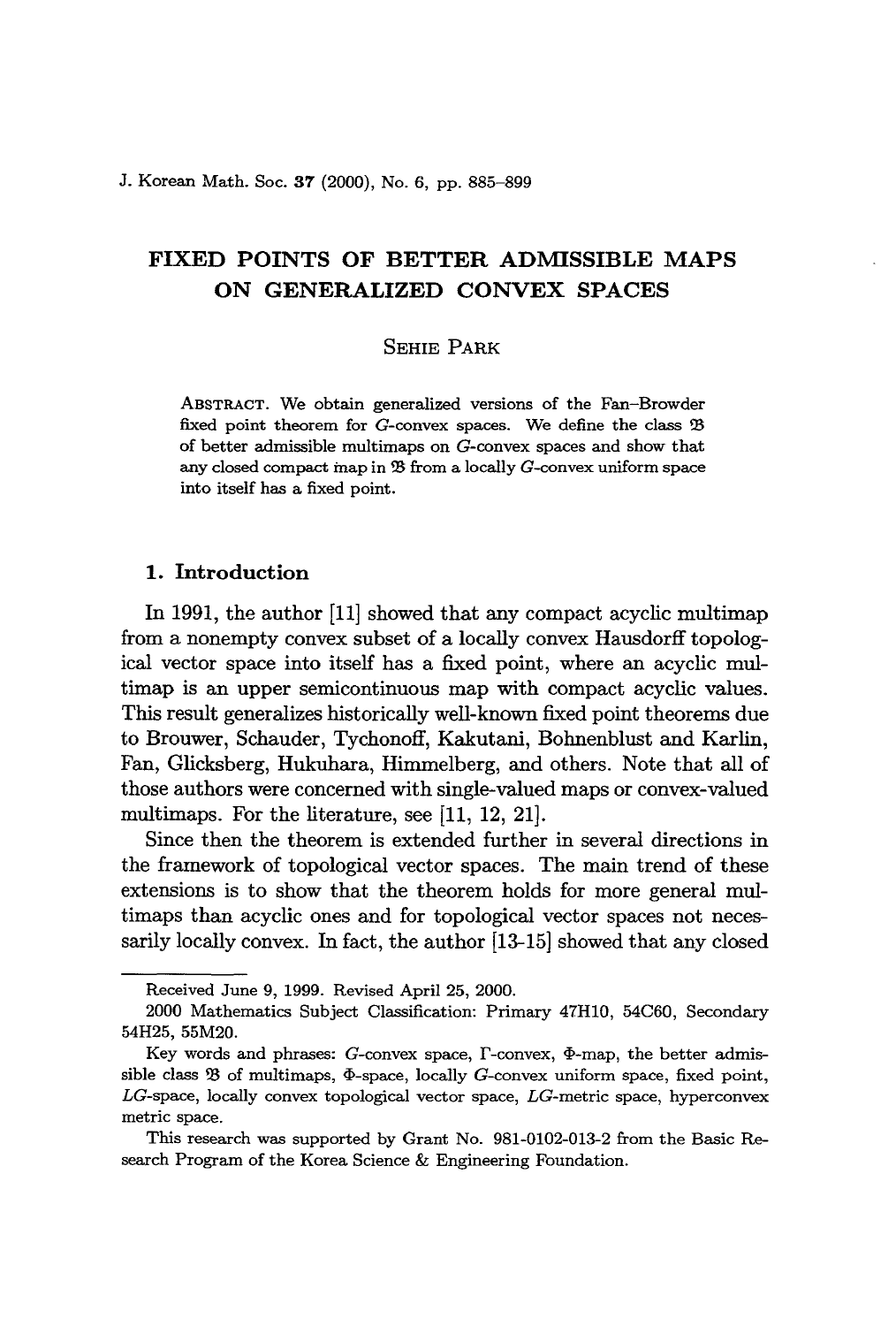# FIXED POINTS OF BETTER ADMISSIBLE MAPS ON GENERALIZED CONVEX SPACES

SEHIE PARK

ABSTRACT. We obtain generalized versions of the Fan–Browder fixed point theorem for $G$-convex spaces. We define the class $\mathfrak{B}$ of better admissible multimaps on $G$-convex spaces and show that any closed compact map in $\mathfrak{B}$ from a locally $G$-convex uniform space into itself has a fixed point.

## 1. Introduction

In 1991, the author [11] showed that any compact acyclic multimap from a nonempty convex subset of a locally convex Hausdorff topological vector space into itself has a fixed point, where an acyclic multimap is an upper semicontinuous map with compact acyclic values. This result generalizes historically well-known fixed point theorems due to Brouwer, Schauder, Tychonoff, Kakutani, Bohnenblust and Karlin, Fan, Glicksberg, Hukuhara, Himmelberg, and others. Note that all of those authors were concerned with single-valued maps or convex-valued multimaps. For the literature, see [11, 12, 21].

Since then the theorem is extended further in several directions in the framework of topological vector spaces. The main trend of these extensions is to show that the theorem holds for more general multimaps than acyclic ones and for topological vector spaces not necessarily locally convex. In fact, the author [13-15] showed that any closed

---

Received June 9, 1999. Revised April 25, 2000.

2000 Mathematics Subject Classification: Primary 47H10, 54C60, Secondary 54H25, 55M20.

Key words and phrases: $G$-convex space, $\Gamma$-convex, $\Phi$-map, the better admissible class $\mathfrak{B}$ of multimaps, $\Phi$-space, locally $G$-convex uniform space, fixed point, $LG$-space, locally convex topological vector space, $LG$-metric space, hyperconvex metric space.

This research was supported by Grant No. 981-0102-013-2 from the Basic Research Program of the Korea Science & Engineering Foundation.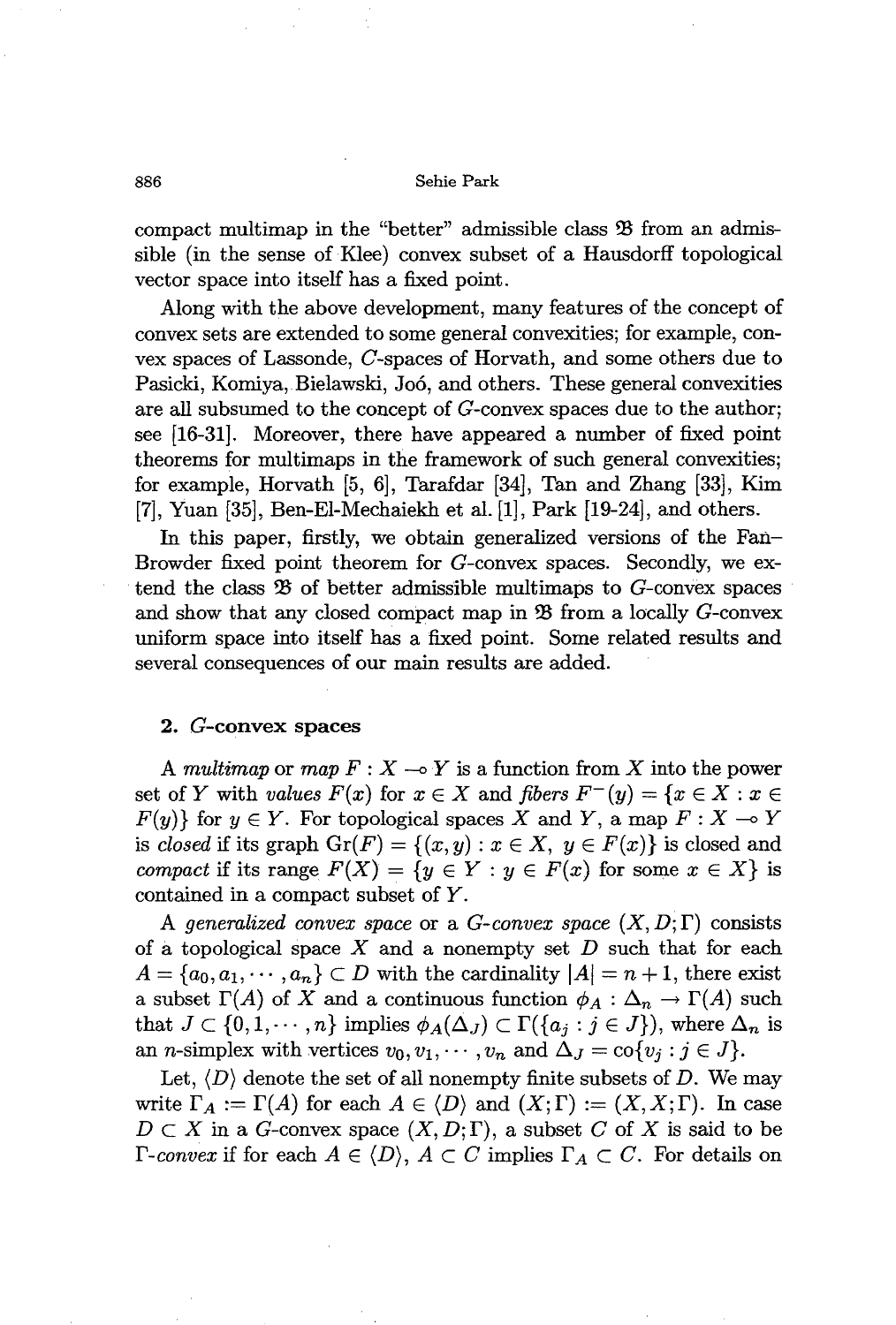compact multimap in the "better" admissible class $\mathfrak{B}$ from an admissible (in the sense of Klee) convex subset of a Hausdorff topological vector space into itself has a fixed point.

Along with the above development, many features of the concept of convex sets are extended to some general convexities; for example, convex spaces of Lassonde, $C$-spaces of Horvath, and some others due to Pasicki, Komiya, Bielawski, Joó, and others. These general convexities are all subsumed to the concept of $G$-convex spaces due to the author; see [16-31]. Moreover, there have appeared a number of fixed point theorems for multimaps in the framework of such general convexities; for example, Horvath [5, 6], Tarafdar [34], Tan and Zhang [33], Kim [7], Yuan [35], Ben-El-Mechaiekh et al. [1], Park [19-24], and others.

In this paper, firstly, we obtain generalized versions of the Fan–Browder fixed point theorem for $G$-convex spaces. Secondly, we extend the class $\mathfrak{B}$ of better admissible multimaps to $G$-convex spaces and show that any closed compact map in $\mathfrak{B}$ from a locally $G$-convex uniform space into itself has a fixed point. Some related results and several consequences of our main results are added.

## 2. $G$-convex spaces

A *multimap* or *map* $F : X \multimap Y$ is a function from $X$ into the power set of $Y$ with *values* $F(x)$ for $x \in X$ and *fibers* $F^{-}(y) = \{x \in X : x \in F(y)\}$ for $y \in Y$. For topological spaces $X$ and $Y$, a map $F : X \multimap Y$ is *closed* if its graph $\mathrm{Gr}(F) = \{(x, y) : x \in X,\ y \in F(x)\}$ is closed and *compact* if its range $F(X) = \{y \in Y : y \in F(x) \text{ for some } x \in X\}$ is contained in a compact subset of $Y$.

A *generalized convex space* or a *$G$-convex space* $(X, D; \Gamma)$ consists of a topological space $X$ and a nonempty set $D$ such that for each $A = \{a_0, a_1, \cdots, a_n\} \subset D$ with the cardinality $|A| = n + 1$, there exist a subset $\Gamma(A)$ of $X$ and a continuous function $\phi_A : \Delta_n \to \Gamma(A)$ such that $J \subset \{0, 1, \cdots, n\}$ implies $\phi_A(\Delta_J) \subset \Gamma(\{a_j : j \in J\})$, where $\Delta_n$ is an $n$-simplex with vertices $v_0, v_1, \cdots, v_n$ and $\Delta_J = \mathrm{co}\{v_j : j \in J\}$.

Let, $\langle D \rangle$ denote the set of all nonempty finite subsets of $D$. We may write $\Gamma_A := \Gamma(A)$ for each $A \in \langle D \rangle$ and $(X; \Gamma) := (X, X; \Gamma)$. In case $D \subset X$ in a $G$-convex space $(X, D; \Gamma)$, a subset $C$ of $X$ is said to be *$\Gamma$-convex* if for each $A \in \langle D \rangle$, $A \subset C$ implies $\Gamma_A \subset C$. For details on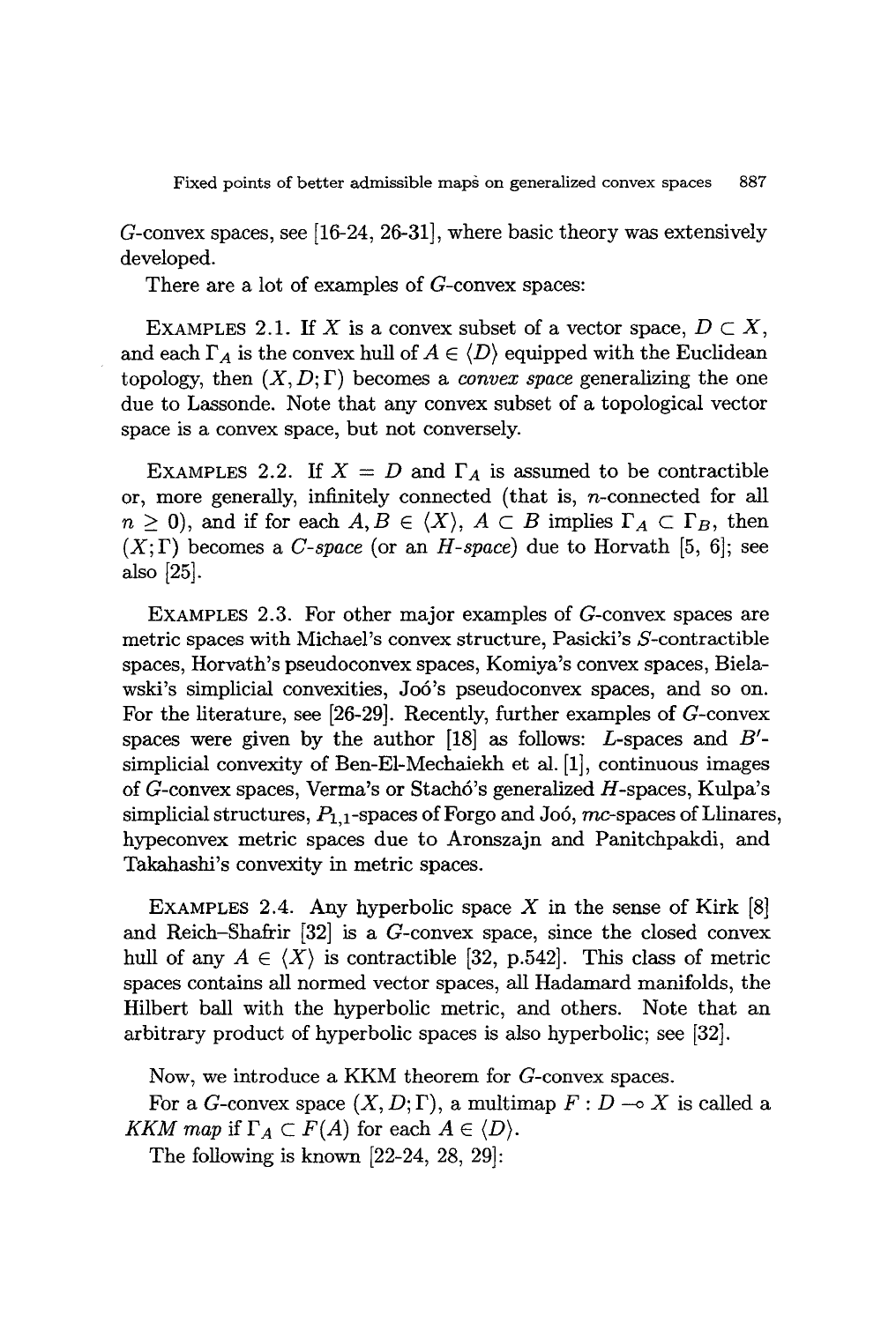$G$-convex spaces, see [16-24, 26-31], where basic theory was extensively developed.

There are a lot of examples of $G$-convex spaces:

EXAMPLES 2.1. If $X$ is a convex subset of a vector space, $D \subset X$, and each $\Gamma_A$ is the convex hull of $A \in \langle D \rangle$ equipped with the Euclidean topology, then $(X, D; \Gamma)$ becomes a *convex space* generalizing the one due to Lassonde. Note that any convex subset of a topological vector space is a convex space, but not conversely.

EXAMPLES 2.2. If $X = D$ and $\Gamma_A$ is assumed to be contractible or, more generally, infinitely connected (that is, $n$-connected for all $n \geq 0$), and if for each $A, B \in \langle X \rangle$, $A \subset B$ implies $\Gamma_A \subset \Gamma_B$, then $(X; \Gamma)$ becomes a *C-space* (or an *H-space*) due to Horvath [5, 6]; see also [25].

EXAMPLES 2.3. For other major examples of $G$-convex spaces are metric spaces with Michael's convex structure, Pasicki's $S$-contractible spaces, Horvath's pseudoconvex spaces, Komiya's convex spaces, Bielawski's simplicial convexities, Joó's pseudoconvex spaces, and so on. For the literature, see [26-29]. Recently, further examples of $G$-convex spaces were given by the author [18] as follows: $L$-spaces and $B'$-simplicial convexity of Ben-El-Mechaiekh et al. [1], continuous images of $G$-convex spaces, Verma's or Stachó's generalized $H$-spaces, Kulpa's simplicial structures, $P_{1,1}$-spaces of Forgo and Joó, $mc$-spaces of Llinares, hypeconvex metric spaces due to Aronszajn and Panitchpakdi, and Takahashi's convexity in metric spaces.

EXAMPLES 2.4. Any hyperbolic space $X$ in the sense of Kirk [8] and Reich–Shafrir [32] is a $G$-convex space, since the closed convex hull of any $A \in \langle X \rangle$ is contractible [32, p.542]. This class of metric spaces contains all normed vector spaces, all Hadamard manifolds, the Hilbert ball with the hyperbolic metric, and others. Note that an arbitrary product of hyperbolic spaces is also hyperbolic; see [32].

Now, we introduce a KKM theorem for $G$-convex spaces.

For a $G$-convex space $(X, D; \Gamma)$, a multimap $F : D \multimap X$ is called a *KKM map* if $\Gamma_A \subset F(A)$ for each $A \in \langle D \rangle$.

The following is known [22-24, 28, 29]: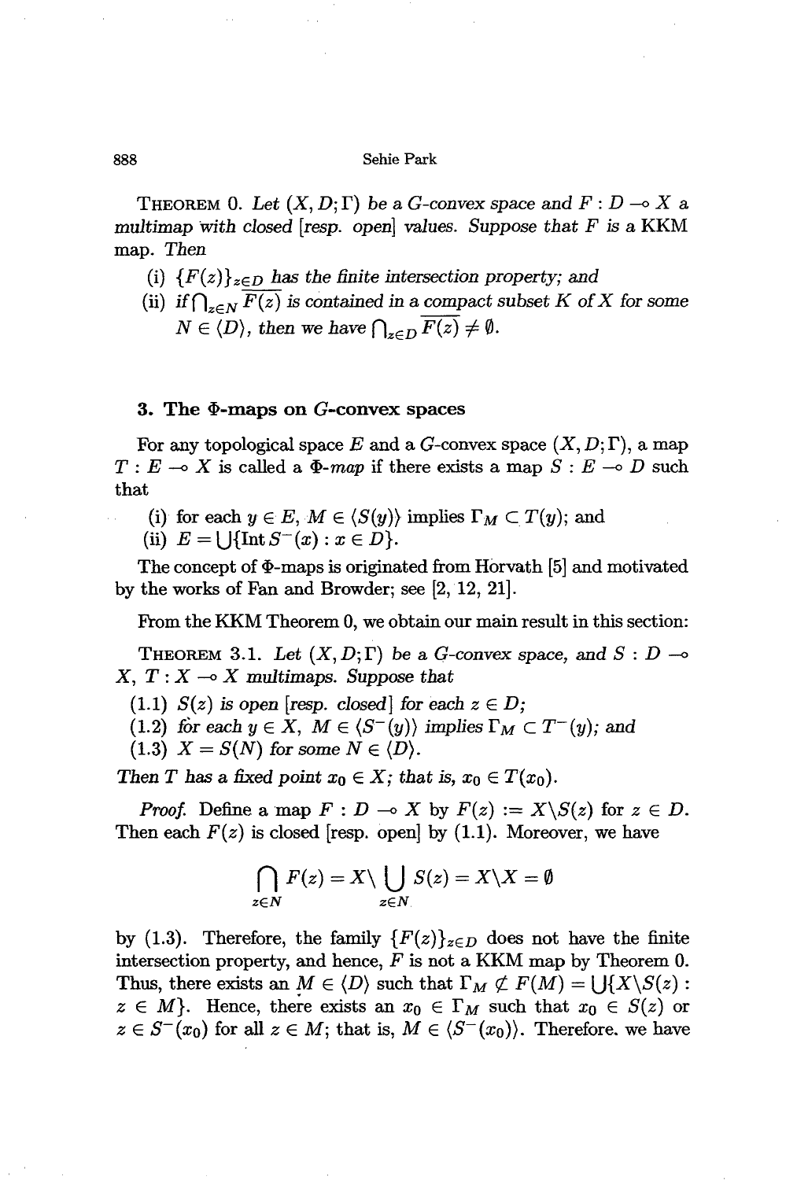THEOREM 0. *Let $(X, D; \Gamma)$ be a $G$-convex space and $F : D \multimap X$ a multimap with closed [resp. open] values. Suppose that $F$ is a* KKM *map. Then*

(i) *$\{F(z)\}_{z \in D}$ has the finite intersection property; and*

(ii) *if $\bigcap_{z \in N} \overline{F(z)}$ is contained in a compact subset $K$ of $X$ for some $N \in \langle D \rangle$, then we have $\bigcap_{z \in D} \overline{F(z)} \neq \emptyset$.*

## 3. The $\Phi$-maps on $G$-convex spaces

For any topological space $E$ and a $G$-convex space $(X, D; \Gamma)$, a map $T : E \multimap X$ is called a *$\Phi$-map* if there exists a map $S : E \multimap D$ such that

(i) for each $y \in E$, $M \in \langle S(y) \rangle$ implies $\Gamma_M \subset T(y)$; and

(ii) $E = \bigcup \{\operatorname{Int} S^-(x) : x \in D\}$.

The concept of $\Phi$-maps is originated from Horvath [5] and motivated by the works of Fan and Browder; see [2, 12, 21].

From the KKM Theorem 0, we obtain our main result in this section:

THEOREM 3.1. *Let $(X, D; \Gamma)$ be a $G$-convex space, and $S : D \multimap X$, $T : X \multimap X$ multimaps. Suppose that*

(1.1) *$S(z)$ is open [resp. closed] for each $z \in D$;*

(1.2) *for each $y \in X$, $M \in \langle S^-(y) \rangle$ implies $\Gamma_M \subset T^-(y)$; and*

(1.3) *$X = S(N)$ for some $N \in \langle D \rangle$.*

*Then $T$ has a fixed point $x_0 \in X$; that is, $x_0 \in T(x_0)$.*

*Proof.* Define a map $F : D \multimap X$ by $F(z) := X \backslash S(z)$ for $z \in D$. Then each $F(z)$ is closed [resp. open] by (1.1). Moreover, we have

$$\bigcap_{z \in N} F(z) = X \backslash \bigcup_{z \in N} S(z) = X \backslash X = \emptyset$$

by (1.3). Therefore, the family $\{F(z)\}_{z \in D}$ does not have the finite intersection property, and hence, $F$ is not a KKM map by Theorem 0. Thus, there exists an $M \in \langle D \rangle$ such that $\Gamma_M \not\subset F(M) = \bigcup \{X \backslash S(z) : z \in M\}$. Hence, there exists an $x_0 \in \Gamma_M$ such that $x_0 \in S(z)$ or $z \in S^-(x_0)$ for all $z \in M$; that is, $M \in \langle S^-(x_0) \rangle$. Therefore, we have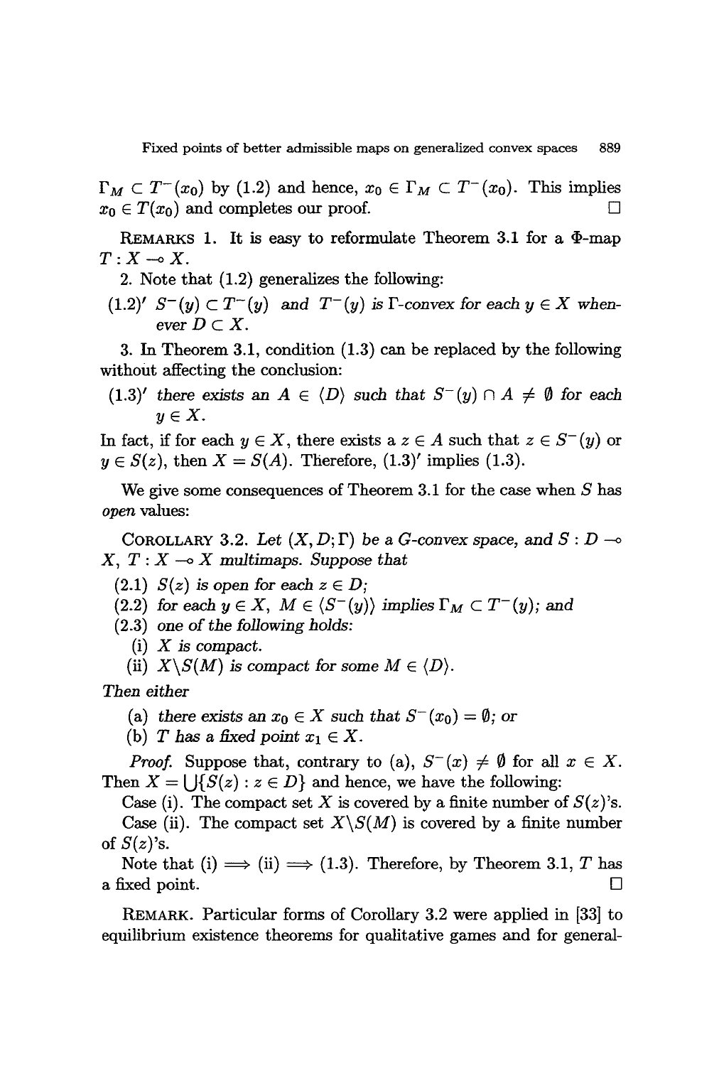$\Gamma_M \subset T^-(x_0)$ by (1.2) and hence, $x_0 \in \Gamma_M \subset T^-(x_0)$. This implies $x_0 \in T(x_0)$ and completes our proof. $\square$

REMARKS 1. It is easy to reformulate Theorem 3.1 for a $\Phi$-map $T : X \multimap X$.

2. Note that (1.2) generalizes the following:

(1.2)′ *$S^-(y) \subset T^-(y)$ and $T^-(y)$ is $\Gamma$-convex for each $y \in X$ whenever $D \subset X$.*

3. In Theorem 3.1, condition (1.3) can be replaced by the following without affecting the conclusion:

(1.3)′ *there exists an $A \in \langle D \rangle$ such that $S^-(y) \cap A \neq \emptyset$ for each $y \in X$.*

In fact, if for each $y \in X$, there exists a $z \in A$ such that $z \in S^-(y)$ or $y \in S(z)$, then $X = S(A)$. Therefore, (1.3)′ implies (1.3).

We give some consequences of Theorem 3.1 for the case when $S$ has *open* values:

COROLLARY 3.2. *Let $(X, D; \Gamma)$ be a G-convex space, and $S : D \multimap X$, $T : X \multimap X$ multimaps. Suppose that*

(2.1) *$S(z)$ is open for each $z \in D$;*

(2.2) *for each $y \in X$, $M \in \langle S^-(y) \rangle$ implies $\Gamma_M \subset T^-(y)$; and*

(2.3) *one of the following holds:*

  (i) *$X$ is compact.*

  (ii) *$X \backslash S(M)$ is compact for some $M \in \langle D \rangle$.*

*Then either*

  (a) *there exists an $x_0 \in X$ such that $S^-(x_0) = \emptyset$; or*

  (b) *$T$ has a fixed point $x_1 \in X$.*

*Proof.* Suppose that, contrary to (a), $S^-(x) \neq \emptyset$ for all $x \in X$. Then $X = \bigcup\{S(z) : z \in D\}$ and hence, we have the following:

Case (i). The compact set $X$ is covered by a finite number of $S(z)$'s.

Case (ii). The compact set $X \backslash S(M)$ is covered by a finite number of $S(z)$'s.

Note that (i) $\Longrightarrow$ (ii) $\Longrightarrow$ (1.3). Therefore, by Theorem 3.1, $T$ has a fixed point. $\square$

REMARK. Particular forms of Corollary 3.2 were applied in [33] to equilibrium existence theorems for qualitative games and for general-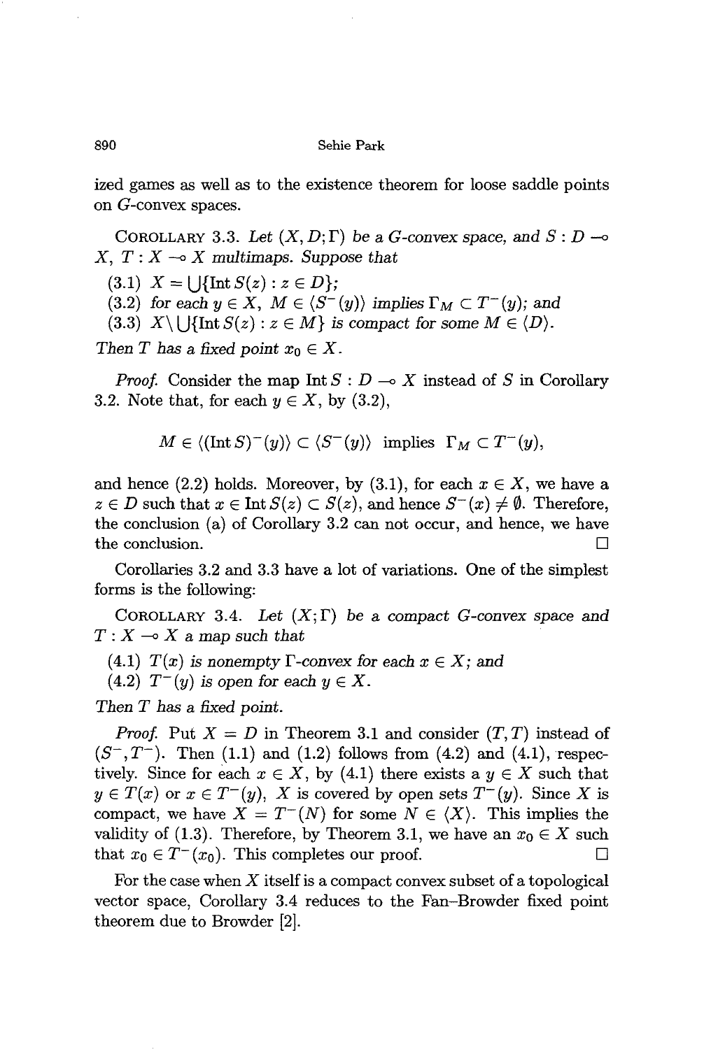ized games as well as to the existence theorem for loose saddle points on $G$-convex spaces.

COROLLARY 3.3. *Let $(X, D; \Gamma)$ be a $G$-convex space, and $S : D \multimap X$, $T : X \multimap X$ multimaps. Suppose that*

(3.1) *$X = \bigcup\{\operatorname{Int} S(z) : z \in D\}$;*

(3.2) *for each $y \in X$, $M \in \langle S^-(y)\rangle$ implies $\Gamma_M \subset T^-(y)$; and*

(3.3) *$X \setminus \bigcup\{\operatorname{Int} S(z) : z \in M\}$ is compact for some $M \in \langle D\rangle$.*

*Then $T$ has a fixed point $x_0 \in X$.*

*Proof.* Consider the map $\operatorname{Int} S : D \multimap X$ instead of $S$ in Corollary 3.2. Note that, for each $y \in X$, by (3.2),

$$M \in \langle(\operatorname{Int} S)^-(y)\rangle \subset \langle S^-(y)\rangle \text{ implies } \Gamma_M \subset T^-(y),$$

and hence (2.2) holds. Moreover, by (3.1), for each $x \in X$, we have a $z \in D$ such that $x \in \operatorname{Int} S(z) \subset S(z)$, and hence $S^-(x) \neq \emptyset$. Therefore, the conclusion (a) of Corollary 3.2 can not occur, and hence, we have the conclusion. □

Corollaries 3.2 and 3.3 have a lot of variations. One of the simplest forms is the following:

COROLLARY 3.4. *Let $(X; \Gamma)$ be a compact $G$-convex space and $T : X \multimap X$ a map such that*

(4.1) *$T(x)$ is nonempty $\Gamma$-convex for each $x \in X$; and*

(4.2) *$T^-(y)$ is open for each $y \in X$.*

*Then $T$ has a fixed point.*

*Proof.* Put $X = D$ in Theorem 3.1 and consider $(T, T)$ instead of $(S^-, T^-)$. Then (1.1) and (1.2) follows from (4.2) and (4.1), respectively. Since for each $x \in X$, by (4.1) there exists a $y \in X$ such that $y \in T(x)$ or $x \in T^-(y)$, $X$ is covered by open sets $T^-(y)$. Since $X$ is compact, we have $X = T^-(N)$ for some $N \in \langle X\rangle$. This implies the validity of (1.3). Therefore, by Theorem 3.1, we have an $x_0 \in X$ such that $x_0 \in T^-(x_0)$. This completes our proof. □

For the case when $X$ itself is a compact convex subset of a topological vector space, Corollary 3.4 reduces to the Fan–Browder fixed point theorem due to Browder [2].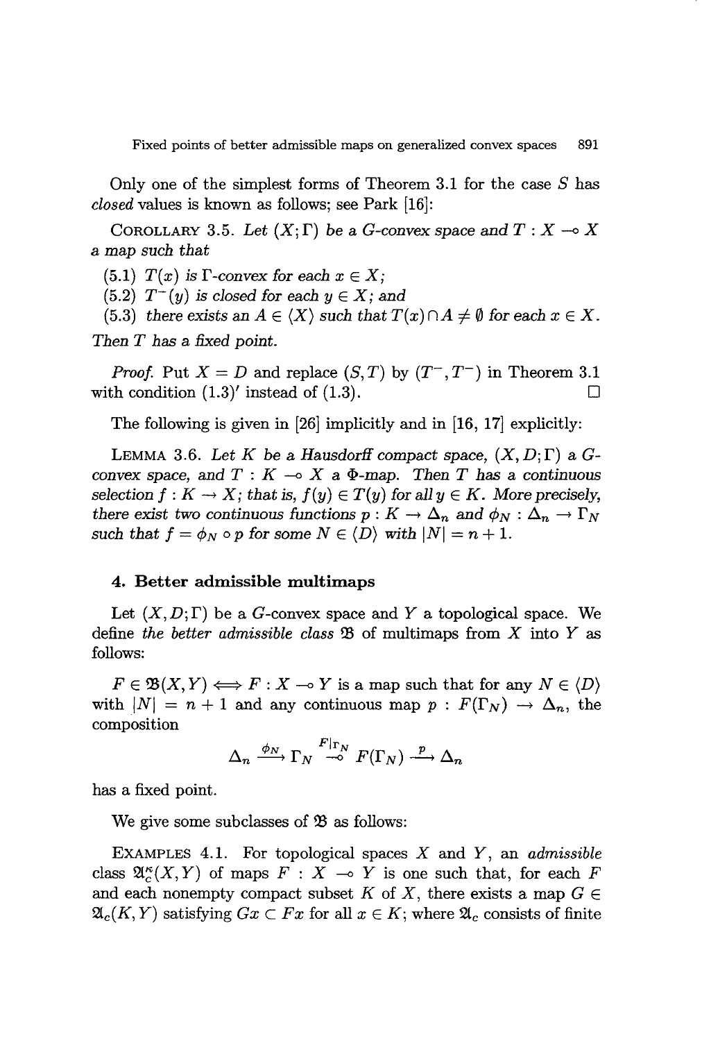Only one of the simplest forms of Theorem 3.1 for the case $S$ has *closed* values is known as follows; see Park [16]:

COROLLARY 3.5. *Let $(X;\Gamma)$ be a G-convex space and $T : X \multimap X$ a map such that*

(5.1) *$T(x)$ is $\Gamma$-convex for each $x \in X$;*

(5.2) *$T^-(y)$ is closed for each $y \in X$; and*

(5.3) *there exists an $A \in \langle X \rangle$ such that $T(x) \cap A \neq \emptyset$ for each $x \in X$.*

*Then $T$ has a fixed point.*

*Proof.* Put $X = D$ and replace $(S, T)$ by $(T^-, T^-)$ in Theorem 3.1 with condition $(1.3)'$ instead of $(1.3)$. □

The following is given in [26] implicitly and in [16, 17] explicitly:

LEMMA 3.6. *Let $K$ be a Hausdorff compact space, $(X, D; \Gamma)$ a G-convex space, and $T : K \multimap X$ a $\Phi$-map. Then $T$ has a continuous selection $f : K \to X$; that is, $f(y) \in T(y)$ for all $y \in K$. More precisely, there exist two continuous functions $p : K \to \Delta_n$ and $\phi_N : \Delta_n \to \Gamma_N$ such that $f = \phi_N \circ p$ for some $N \in \langle D \rangle$ with $|N| = n + 1$.*

## 4. Better admissible multimaps

Let $(X, D; \Gamma)$ be a G-convex space and $Y$ a topological space. We define *the better admissible class* $\mathfrak{B}$ of multimaps from $X$ into $Y$ as follows:

$F \in \mathfrak{B}(X, Y) \iff F : X \multimap Y$ is a map such that for any $N \in \langle D \rangle$ with $|N| = n + 1$ and any continuous map $p : F(\Gamma_N) \to \Delta_n$, the composition

$$\Delta_n \xrightarrow{\phi_N} \Gamma_N \overset{F|_{\Gamma_N}}{\multimap} F(\Gamma_N) \xrightarrow{p} \Delta_n$$

has a fixed point.

We give some subclasses of $\mathfrak{B}$ as follows:

EXAMPLES 4.1. For topological spaces $X$ and $Y$, an *admissible* class $\mathfrak{A}_c^\kappa(X, Y)$ of maps $F : X \multimap Y$ is one such that, for each $F$ and each nonempty compact subset $K$ of $X$, there exists a map $G \in \mathfrak{A}_c(K, Y)$ satisfying $Gx \subset Fx$ for all $x \in K$; where $\mathfrak{A}_c$ consists of finite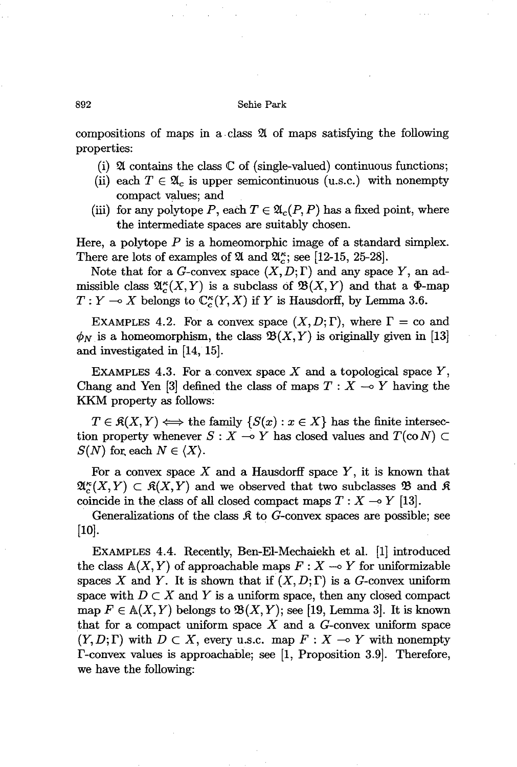compositions of maps in a class $\mathfrak{A}$ of maps satisfying the following properties:

(i) $\mathfrak{A}$ contains the class $\mathbb{C}$ of (single-valued) continuous functions;
(ii) each $T \in \mathfrak{A}_c$ is upper semicontinuous (u.s.c.) with nonempty compact values; and
(iii) for any polytope $P$, each $T \in \mathfrak{A}_c(P, P)$ has a fixed point, where the intermediate spaces are suitably chosen.

Here, a polytope $P$ is a homeomorphic image of a standard simplex. There are lots of examples of $\mathfrak{A}$ and $\mathfrak{A}_c^\kappa$; see [12-15, 25-28].

Note that for a $G$-convex space $(X, D; \Gamma)$ and any space $Y$, an admissible class $\mathfrak{A}_c^\kappa(X, Y)$ is a subclass of $\mathfrak{B}(X, Y)$ and that a $\Phi$-map $T : Y \multimap X$ belongs to $\mathbb{C}_c^\kappa(Y, X)$ if $Y$ is Hausdorff, by Lemma 3.6.

EXAMPLES 4.2. For a convex space $(X, D; \Gamma)$, where $\Gamma = \text{co}$ and $\phi_N$ is a homeomorphism, the class $\mathfrak{B}(X, Y)$ is originally given in [13] and investigated in [14, 15].

EXAMPLES 4.3. For a convex space $X$ and a topological space $Y$, Chang and Yen [3] defined the class of maps $T : X \multimap Y$ having the KKM property as follows:

$T \in \mathfrak{K}(X, Y) \iff$ the family $\{S(x) : x \in X\}$ has the finite intersection property whenever $S : X \multimap Y$ has closed values and $T(\text{co}\, N) \subset S(N)$ for each $N \in \langle X \rangle$.

For a convex space $X$ and a Hausdorff space $Y$, it is known that $\mathfrak{A}_c^\kappa(X, Y) \subset \mathfrak{K}(X, Y)$ and we observed that two subclasses $\mathfrak{B}$ and $\mathfrak{K}$ coincide in the class of all closed compact maps $T : X \multimap Y$ [13].

Generalizations of the class $\mathfrak{K}$ to $G$-convex spaces are possible; see [10].

EXAMPLES 4.4. Recently, Ben-El-Mechaiekh et al. [1] introduced the class $\mathbb{A}(X, Y)$ of approachable maps $F : X \multimap Y$ for uniformizable spaces $X$ and $Y$. It is shown that if $(X, D; \Gamma)$ is a $G$-convex uniform space with $D \subset X$ and $Y$ is a uniform space, then any closed compact map $F \in \mathbb{A}(X, Y)$ belongs to $\mathfrak{B}(X, Y)$; see [19, Lemma 3]. It is known that for a compact uniform space $X$ and a $G$-convex uniform space $(Y, D; \Gamma)$ with $D \subset X$, every u.s.c. map $F : X \multimap Y$ with nonempty $\Gamma$-convex values is approachable; see [1, Proposition 3.9]. Therefore, we have the following: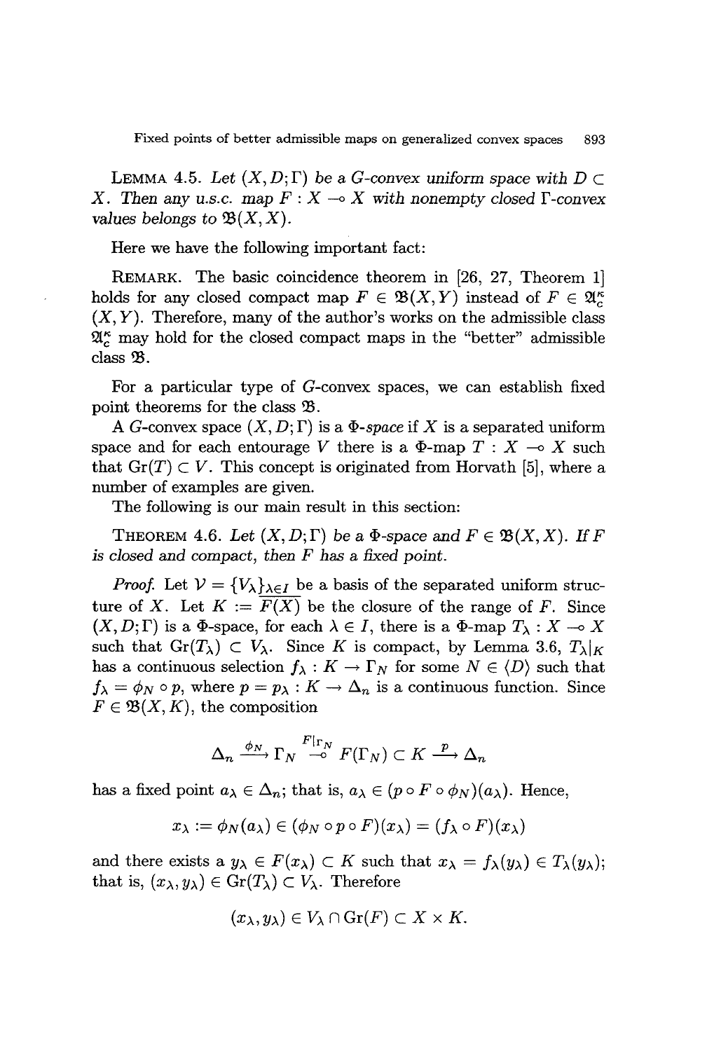**Lemma 4.5.** *Let $(X, D; \Gamma)$ be a G-convex uniform space with $D \subset X$. Then any u.s.c. map $F : X \multimap X$ with nonempty closed $\Gamma$-convex values belongs to $\mathfrak{B}(X, X)$.*

Here we have the following important fact:

**Remark.** The basic coincidence theorem in [26, 27, Theorem 1] holds for any closed compact map $F \in \mathfrak{B}(X, Y)$ instead of $F \in \mathfrak{A}_c^\kappa(X, Y)$. Therefore, many of the author's works on the admissible class $\mathfrak{A}_c^\kappa$ may hold for the closed compact maps in the "better" admissible class $\mathfrak{B}$.

For a particular type of G-convex spaces, we can establish fixed point theorems for the class $\mathfrak{B}$.

A G-convex space $(X, D; \Gamma)$ is a *$\Phi$-space* if $X$ is a separated uniform space and for each entourage $V$ there is a $\Phi$-map $T : X \multimap X$ such that $\mathrm{Gr}(T) \subset V$. This concept is originated from Horvath [5], where a number of examples are given.

The following is our main result in this section:

**Theorem 4.6.** *Let $(X, D; \Gamma)$ be a $\Phi$-space and $F \in \mathfrak{B}(X, X)$. If $F$ is closed and compact, then $F$ has a fixed point.*

*Proof.* Let $\mathcal{V} = \{V_\lambda\}_{\lambda \in I}$ be a basis of the separated uniform structure of $X$. Let $K := \overline{F(X)}$ be the closure of the range of $F$. Since $(X, D; \Gamma)$ is a $\Phi$-space, for each $\lambda \in I$, there is a $\Phi$-map $T_\lambda : X \multimap X$ such that $\mathrm{Gr}(T_\lambda) \subset V_\lambda$. Since $K$ is compact, by Lemma 3.6, $T_\lambda|_K$ has a continuous selection $f_\lambda : K \to \Gamma_N$ for some $N \in \langle D \rangle$ such that $f_\lambda = \phi_N \circ p$, where $p = p_\lambda : K \to \Delta_n$ is a continuous function. Since $F \in \mathfrak{B}(X, K)$, the composition

$$\Delta_n \xrightarrow{\phi_N} \Gamma_N \overset{F|_{\Gamma_N}}{\multimap} F(\Gamma_N) \subset K \xrightarrow{p} \Delta_n$$

has a fixed point $a_\lambda \in \Delta_n$; that is, $a_\lambda \in (p \circ F \circ \phi_N)(a_\lambda)$. Hence,

$$x_\lambda := \phi_N(a_\lambda) \in (\phi_N \circ p \circ F)(x_\lambda) = (f_\lambda \circ F)(x_\lambda)$$

and there exists a $y_\lambda \in F(x_\lambda) \subset K$ such that $x_\lambda = f_\lambda(y_\lambda) \in T_\lambda(y_\lambda)$; that is, $(x_\lambda, y_\lambda) \in \mathrm{Gr}(T_\lambda) \subset V_\lambda$. Therefore

$$(x_\lambda, y_\lambda) \in V_\lambda \cap \mathrm{Gr}(F) \subset X \times K.$$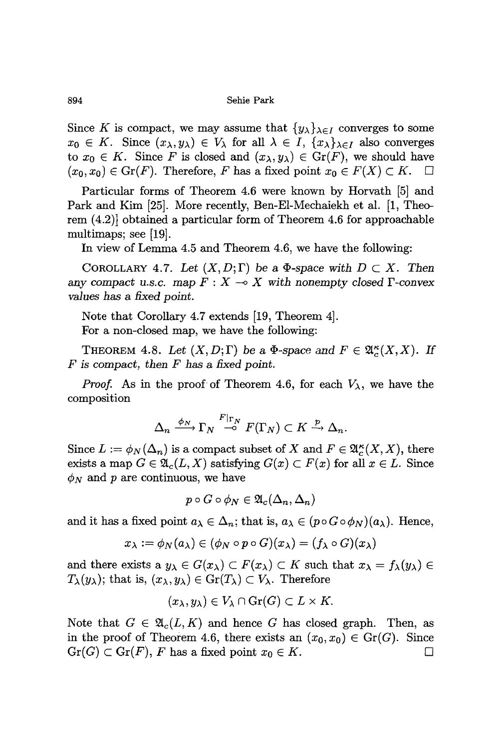Since $K$ is compact, we may assume that $\{y_\lambda\}_{\lambda \in I}$ converges to some $x_0 \in K$. Since $(x_\lambda, y_\lambda) \in V_\lambda$ for all $\lambda \in I$, $\{x_\lambda\}_{\lambda \in I}$ also converges to $x_0 \in K$. Since $F$ is closed and $(x_\lambda, y_\lambda) \in \mathrm{Gr}(F)$, we should have $(x_0, x_0) \in \mathrm{Gr}(F)$. Therefore, $F$ has a fixed point $x_0 \in F(X) \subset K$. $\square$

Particular forms of Theorem 4.6 were known by Horvath [5] and Park and Kim [25]. More recently, Ben-El-Mechaiekh et al. [1, Theorem (4.2)] obtained a particular form of Theorem 4.6 for approachable multimaps; see [19].

In view of Lemma 4.5 and Theorem 4.6, we have the following:

COROLLARY 4.7. *Let $(X, D; \Gamma)$ be a $\Phi$-space with $D \subset X$. Then any compact u.s.c. map $F : X \multimap X$ with nonempty closed $\Gamma$-convex values has a fixed point.*

Note that Corollary 4.7 extends [19, Theorem 4].

For a non-closed map, we have the following:

THEOREM 4.8. *Let $(X, D; \Gamma)$ be a $\Phi$-space and $F \in \mathfrak{A}_c^\kappa(X, X)$. If $F$ is compact, then $F$ has a fixed point.*

*Proof.* As in the proof of Theorem 4.6, for each $V_\lambda$, we have the composition

$$\Delta_n \xrightarrow{\phi_N} \Gamma_N \overset{F|_{\Gamma_N}}{\multimap} F(\Gamma_N) \subset K \xrightarrow{p} \Delta_n.$$

Since $L := \phi_N(\Delta_n)$ is a compact subset of $X$ and $F \in \mathfrak{A}_c^\kappa(X, X)$, there exists a map $G \in \mathfrak{A}_c(L, X)$ satisfying $G(x) \subset F(x)$ for all $x \in L$. Since $\phi_N$ and $p$ are continuous, we have

$$p \circ G \circ \phi_N \in \mathfrak{A}_c(\Delta_n, \Delta_n)$$

and it has a fixed point $a_\lambda \in \Delta_n$; that is, $a_\lambda \in (p \circ G \circ \phi_N)(a_\lambda)$. Hence,

$$x_\lambda := \phi_N(a_\lambda) \in (\phi_N \circ p \circ G)(x_\lambda) = (f_\lambda \circ G)(x_\lambda)$$

and there exists a $y_\lambda \in G(x_\lambda) \subset F(x_\lambda) \subset K$ such that $x_\lambda = f_\lambda(y_\lambda) \in T_\lambda(y_\lambda)$; that is, $(x_\lambda, y_\lambda) \in \mathrm{Gr}(T_\lambda) \subset V_\lambda$. Therefore

$$(x_\lambda, y_\lambda) \in V_\lambda \cap \mathrm{Gr}(G) \subset L \times K.$$

Note that $G \in \mathfrak{A}_c(L, K)$ and hence $G$ has closed graph. Then, as in the proof of Theorem 4.6, there exists an $(x_0, x_0) \in \mathrm{Gr}(G)$. Since $\mathrm{Gr}(G) \subset \mathrm{Gr}(F)$, $F$ has a fixed point $x_0 \in K$. $\square$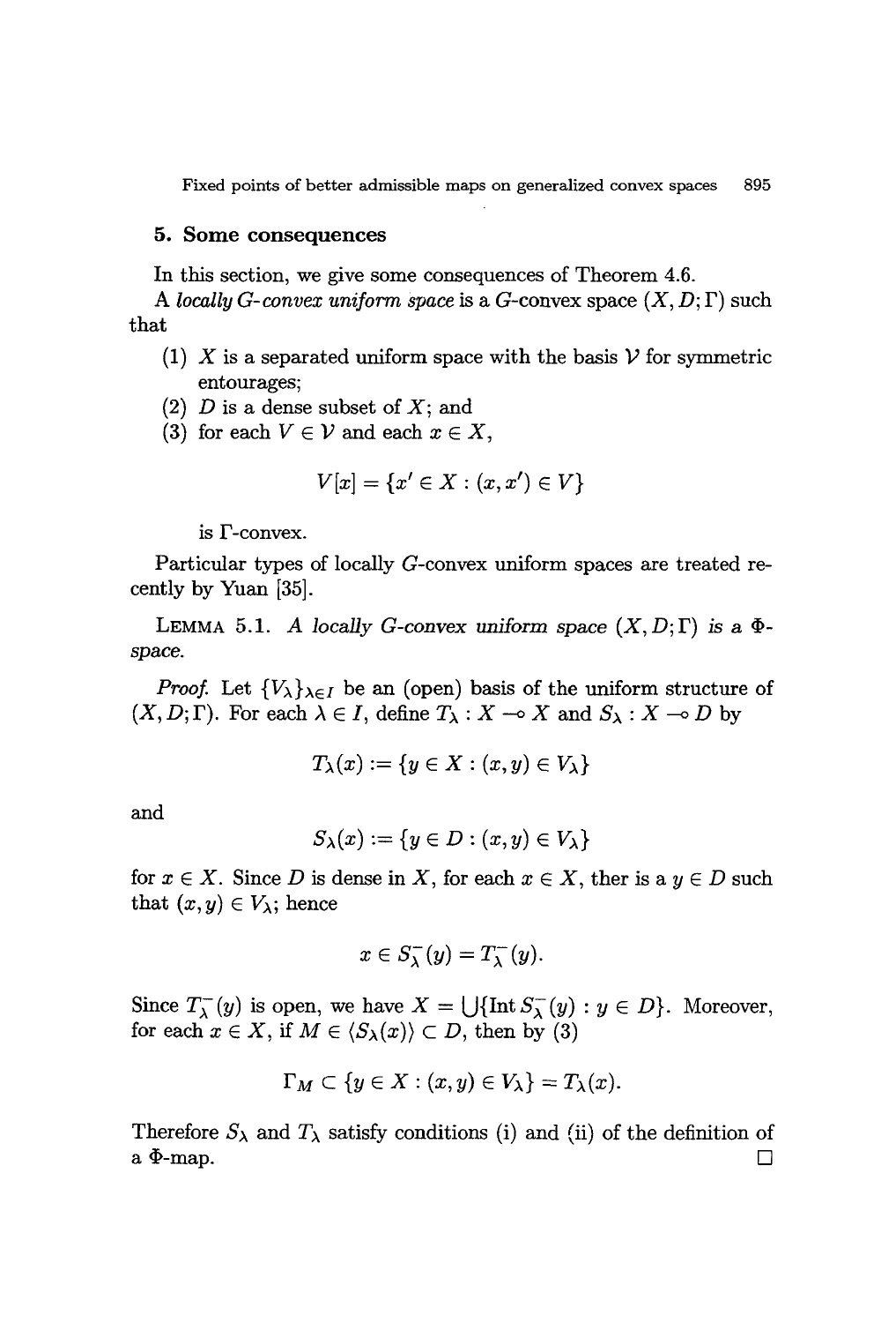## 5. Some consequences

In this section, we give some consequences of Theorem 4.6.

A *locally G-convex uniform space* is a $G$-convex space $(X, D; \Gamma)$ such that

1. $X$ is a separated uniform space with the basis $\mathcal{V}$ for symmetric entourages;
2. $D$ is a dense subset of $X$; and
3. for each $V \in \mathcal{V}$ and each $x \in X$,

$$V[x] = \{x' \in X : (x, x') \in V\}$$

is $\Gamma$-convex.

Particular types of locally $G$-convex uniform spaces are treated recently by Yuan [35].

LEMMA 5.1. *A locally G-convex uniform space $(X, D; \Gamma)$ is a $\Phi$-space.*

*Proof.* Let $\{V_\lambda\}_{\lambda \in I}$ be an (open) basis of the uniform structure of $(X, D; \Gamma)$. For each $\lambda \in I$, define $T_\lambda : X \multimap X$ and $S_\lambda : X \multimap D$ by

$$T_\lambda(x) := \{y \in X : (x, y) \in V_\lambda\}$$

and

$$S_\lambda(x) := \{y \in D : (x, y) \in V_\lambda\}$$

for $x \in X$. Since $D$ is dense in $X$, for each $x \in X$, ther is a $y \in D$ such that $(x, y) \in V_\lambda$; hence

$$x \in S_\lambda^-(y) = T_\lambda^-(y).$$

Since $T_\lambda^-(y)$ is open, we have $X = \bigcup\{\text{Int}\, S_\lambda^-(y) : y \in D\}$. Moreover, for each $x \in X$, if $M \in \langle S_\lambda(x) \rangle \subset D$, then by (3)

$$\Gamma_M \subset \{y \in X : (x, y) \in V_\lambda\} = T_\lambda(x).$$

Therefore $S_\lambda$ and $T_\lambda$ satisfy conditions (i) and (ii) of the definition of a $\Phi$-map. $\square$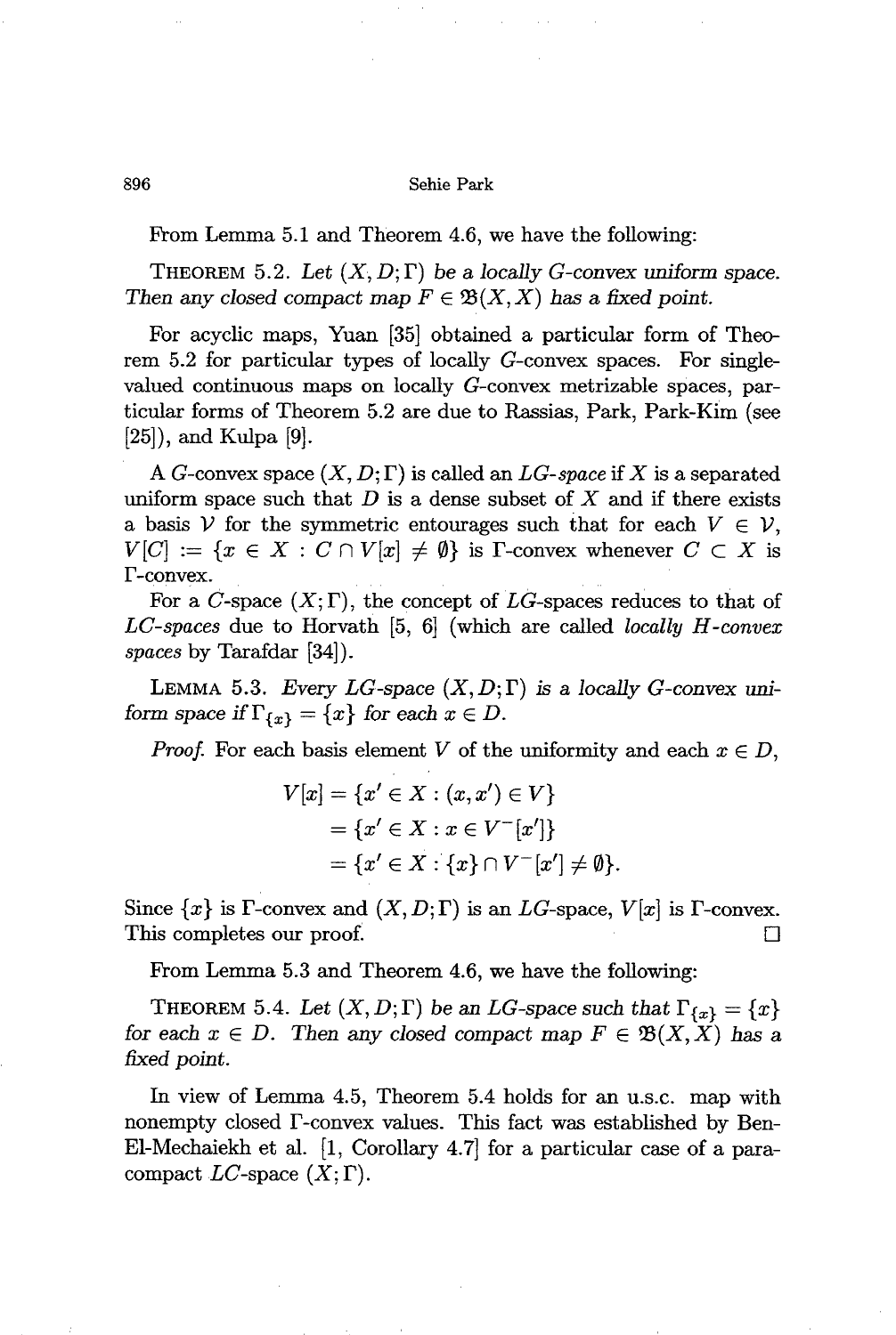From Lemma 5.1 and Theorem 4.6, we have the following:

THEOREM 5.2. *Let $(X, D; \Gamma)$ be a locally G-convex uniform space. Then any closed compact map $F \in \mathfrak{B}(X, X)$ has a fixed point.*

For acyclic maps, Yuan [35] obtained a particular form of Theorem 5.2 for particular types of locally $G$-convex spaces. For single-valued continuous maps on locally $G$-convex metrizable spaces, particular forms of Theorem 5.2 are due to Rassias, Park, Park-Kim (see [25]), and Kulpa [9].

A $G$-convex space $(X, D; \Gamma)$ is called an *LG-space* if $X$ is a separated uniform space such that $D$ is a dense subset of $X$ and if there exists a basis $\mathcal{V}$ for the symmetric entourages such that for each $V \in \mathcal{V}$, $V[C] := \{x \in X : C \cap V[x] \neq \emptyset\}$ is $\Gamma$-convex whenever $C \subset X$ is $\Gamma$-convex.

For a $C$-space $(X; \Gamma)$, the concept of $LG$-spaces reduces to that of *LC-spaces* due to Horvath [5, 6] (which are called *locally H-convex spaces* by Tarafdar [34]).

LEMMA 5.3. *Every LG-space $(X, D; \Gamma)$ is a locally G-convex uniform space if $\Gamma_{\{x\}} = \{x\}$ for each $x \in D$.*

*Proof.* For each basis element $V$ of the uniformity and each $x \in D$,

$$
\begin{aligned}
V[x] &= \{x' \in X : (x, x') \in V\} \\
&= \{x' \in X : x \in V^{-}[x']\} \\
&= \{x' \in X : \{x\} \cap V^{-}[x'] \neq \emptyset\}.
\end{aligned}
$$

Since $\{x\}$ is $\Gamma$-convex and $(X, D; \Gamma)$ is an $LG$-space, $V[x]$ is $\Gamma$-convex. This completes our proof. □

From Lemma 5.3 and Theorem 4.6, we have the following:

THEOREM 5.4. *Let $(X, D; \Gamma)$ be an LG-space such that $\Gamma_{\{x\}} = \{x\}$ for each $x \in D$. Then any closed compact map $F \in \mathfrak{B}(X, X)$ has a fixed point.*

In view of Lemma 4.5, Theorem 5.4 holds for an u.s.c. map with nonempty closed $\Gamma$-convex values. This fact was established by Ben-El-Mechaiekh et al. [1, Corollary 4.7] for a particular case of a paracompact $LC$-space $(X; \Gamma)$.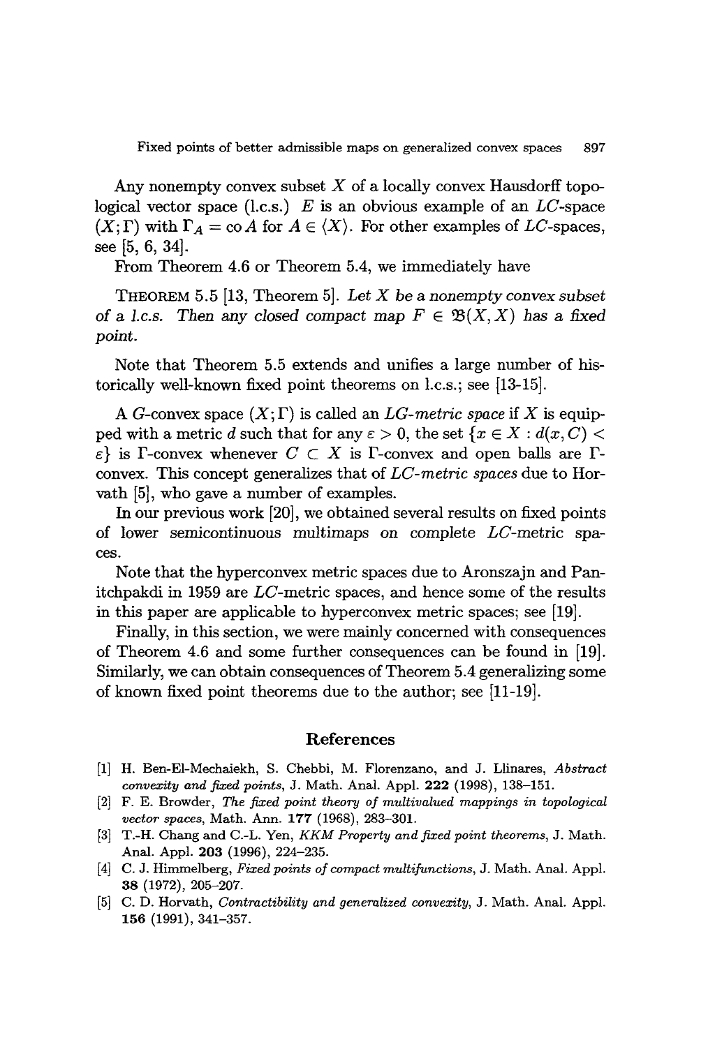Any nonempty convex subset $X$ of a locally convex Hausdorff topological vector space (l.c.s.) $E$ is an obvious example of an $LC$-space $(X; \Gamma)$ with $\Gamma_A = \operatorname{co} A$ for $A \in \langle X \rangle$. For other examples of $LC$-spaces, see [5, 6, 34].

From Theorem 4.6 or Theorem 5.4, we immediately have

THEOREM 5.5 [13, Theorem 5]. *Let $X$ be a nonempty convex subset of a l.c.s. Then any closed compact map $F \in \mathfrak{B}(X, X)$ has a fixed point.*

Note that Theorem 5.5 extends and unifies a large number of historically well-known fixed point theorems on l.c.s.; see [13-15].

A $G$-convex space $(X; \Gamma)$ is called an *LG-metric space* if $X$ is equipped with a metric $d$ such that for any $\varepsilon > 0$, the set $\{x \in X : d(x, C) < \varepsilon\}$ is $\Gamma$-convex whenever $C \subset X$ is $\Gamma$-convex and open balls are $\Gamma$-convex. This concept generalizes that of *LC-metric spaces* due to Horvath [5], who gave a number of examples.

In our previous work [20], we obtained several results on fixed points of lower semicontinuous multimaps on complete $LC$-metric spaces.

Note that the hyperconvex metric spaces due to Aronszajn and Panitchpakdi in 1959 are $LC$-metric spaces, and hence some of the results in this paper are applicable to hyperconvex metric spaces; see [19].

Finally, in this section, we were mainly concerned with consequences of Theorem 4.6 and some further consequences can be found in [19]. Similarly, we can obtain consequences of Theorem 5.4 generalizing some of known fixed point theorems due to the author; see [11-19].

## References

[1] H. Ben-El-Mechaiekh, S. Chebbi, M. Florenzano, and J. Llinares, *Abstract convexity and fixed points*, J. Math. Anal. Appl. **222** (1998), 138–151.

[2] F. E. Browder, *The fixed point theory of multivalued mappings in topological vector spaces*, Math. Ann. **177** (1968), 283–301.

[3] T.-H. Chang and C.-L. Yen, *KKM Property and fixed point theorems*, J. Math. Anal. Appl. **203** (1996), 224–235.

[4] C. J. Himmelberg, *Fixed points of compact multifunctions*, J. Math. Anal. Appl. **38** (1972), 205–207.

[5] C. D. Horvath, *Contractibility and generalized convexity*, J. Math. Anal. Appl. **156** (1991), 341–357.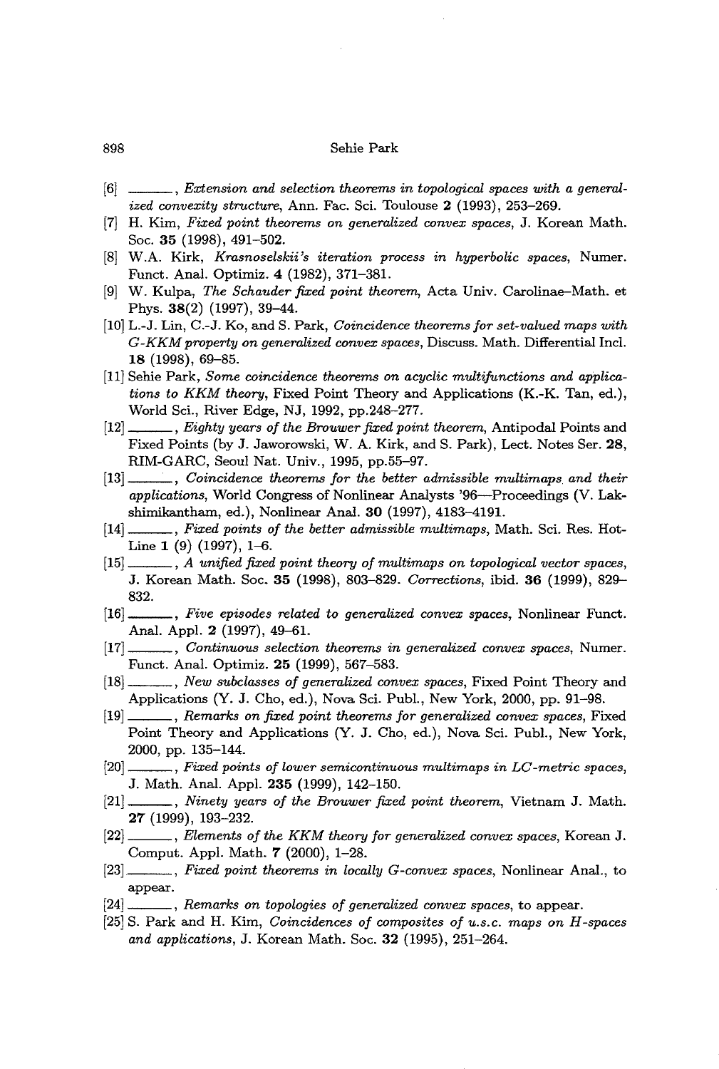[6] ———, *Extension and selection theorems in topological spaces with a generalized convexity structure*, Ann. Fac. Sci. Toulouse **2** (1993), 253–269.

[7] H. Kim, *Fixed point theorems on generalized convex spaces*, J. Korean Math. Soc. **35** (1998), 491–502.

[8] W.A. Kirk, *Krasnoselskii's iteration process in hyperbolic spaces*, Numer. Funct. Anal. Optimiz. **4** (1982), 371–381.

[9] W. Kulpa, *The Schauder fixed point theorem*, Acta Univ. Carolinae–Math. et Phys. **38**(2) (1997), 39–44.

[10] L.-J. Lin, C.-J. Ko, and S. Park, *Coincidence theorems for set-valued maps with G-KKM property on generalized convex spaces*, Discuss. Math. Differential Incl. **18** (1998), 69–85.

[11] Sehie Park, *Some coincidence theorems on acyclic multifunctions and applications to KKM theory*, Fixed Point Theory and Applications (K.-K. Tan, ed.), World Sci., River Edge, NJ, 1992, pp.248–277.

[12] ———, *Eighty years of the Brouwer fixed point theorem*, Antipodal Points and Fixed Points (by J. Jaworowski, W. A. Kirk, and S. Park), Lect. Notes Ser. **28**, RIM-GARC, Seoul Nat. Univ., 1995, pp.55–97.

[13] ———, *Coincidence theorems for the better admissible multimaps and their applications*, World Congress of Nonlinear Analysts '96—Proceedings (V. Lakshimikantham, ed.), Nonlinear Anal. **30** (1997), 4183–4191.

[14] ———, *Fixed points of the better admissible multimaps*, Math. Sci. Res. Hot-Line **1** (9) (1997), 1–6.

[15] ———, *A unified fixed point theory of multimaps on topological vector spaces*, J. Korean Math. Soc. **35** (1998), 803–829. *Corrections*, ibid. **36** (1999), 829–832.

[16] ———, *Five episodes related to generalized convex spaces*, Nonlinear Funct. Anal. Appl. **2** (1997), 49–61.

[17] ———, *Continuous selection theorems in generalized convex spaces*, Numer. Funct. Anal. Optimiz. **25** (1999), 567–583.

[18] ———, *New subclasses of generalized convex spaces*, Fixed Point Theory and Applications (Y. J. Cho, ed.), Nova Sci. Publ., New York, 2000, pp. 91–98.

[19] ———, *Remarks on fixed point theorems for generalized convex spaces*, Fixed Point Theory and Applications (Y. J. Cho, ed.), Nova Sci. Publ., New York, 2000, pp. 135–144.

[20] ———, *Fixed points of lower semicontinuous multimaps in LC-metric spaces*, J. Math. Anal. Appl. **235** (1999), 142–150.

[21] ———, *Ninety years of the Brouwer fixed point theorem*, Vietnam J. Math. **27** (1999), 193–232.

[22] ———, *Elements of the KKM theory for generalized convex spaces*, Korean J. Comput. Appl. Math. **7** (2000), 1–28.

[23] ———, *Fixed point theorems in locally G-convex spaces*, Nonlinear Anal., to appear.

[24] ———, *Remarks on topologies of generalized convex spaces*, to appear.

[25] S. Park and H. Kim, *Coincidences of composites of u.s.c. maps on H-spaces and applications*, J. Korean Math. Soc. **32** (1995), 251–264.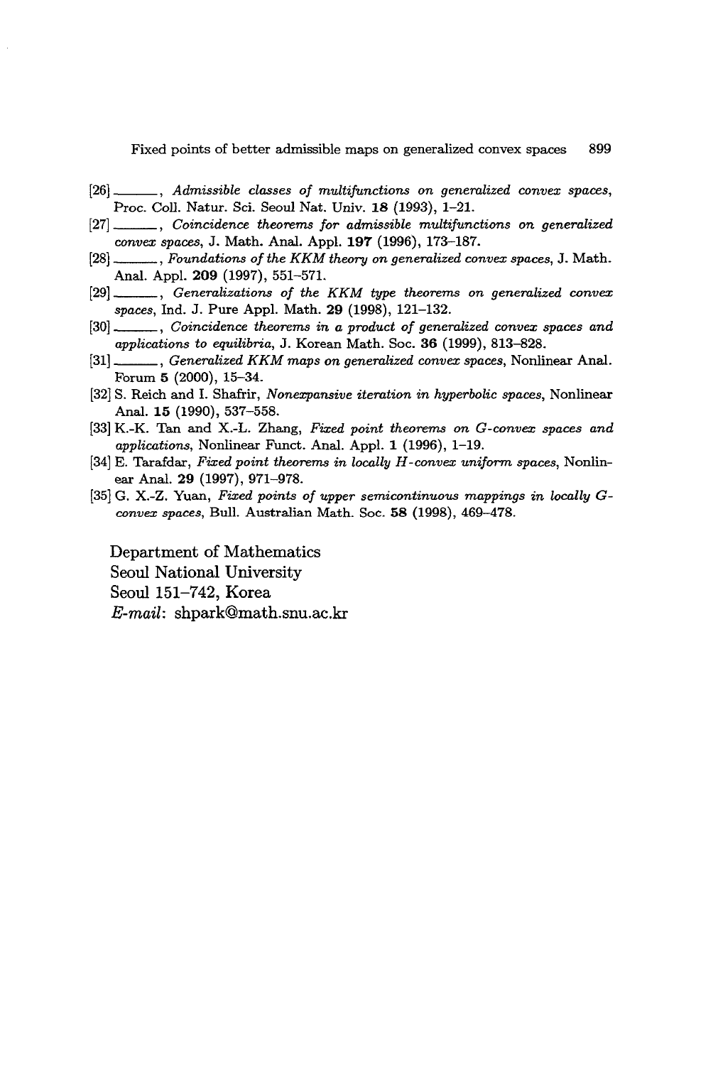[26] ———, *Admissible classes of multifunctions on generalized convex spaces*, Proc. Coll. Natur. Sci. Seoul Nat. Univ. **18** (1993), 1–21.

[27] ———, *Coincidence theorems for admissible multifunctions on generalized convex spaces*, J. Math. Anal. Appl. **197** (1996), 173–187.

[28] ———, *Foundations of the KKM theory on generalized convex spaces*, J. Math. Anal. Appl. **209** (1997), 551–571.

[29] ———, *Generalizations of the KKM type theorems on generalized convex spaces*, Ind. J. Pure Appl. Math. **29** (1998), 121–132.

[30] ———, *Coincidence theorems in a product of generalized convex spaces and applications to equilibria*, J. Korean Math. Soc. **36** (1999), 813–828.

[31] ———, *Generalized KKM maps on generalized convex spaces*, Nonlinear Anal. Forum **5** (2000), 15–34.

[32] S. Reich and I. Shafrir, *Nonexpansive iteration in hyperbolic spaces*, Nonlinear Anal. **15** (1990), 537–558.

[33] K.-K. Tan and X.-L. Zhang, *Fixed point theorems on G-convex spaces and applications*, Nonlinear Funct. Anal. Appl. **1** (1996), 1–19.

[34] E. Tarafdar, *Fixed point theorems in locally H-convex uniform spaces*, Nonlinear Anal. **29** (1997), 971–978.

[35] G. X.-Z. Yuan, *Fixed points of upper semicontinuous mappings in locally G-convex spaces*, Bull. Australian Math. Soc. **58** (1998), 469–478.

Department of Mathematics
Seoul National University
Seoul 151–742, Korea
*E-mail*: shpark@math.snu.ac.kr